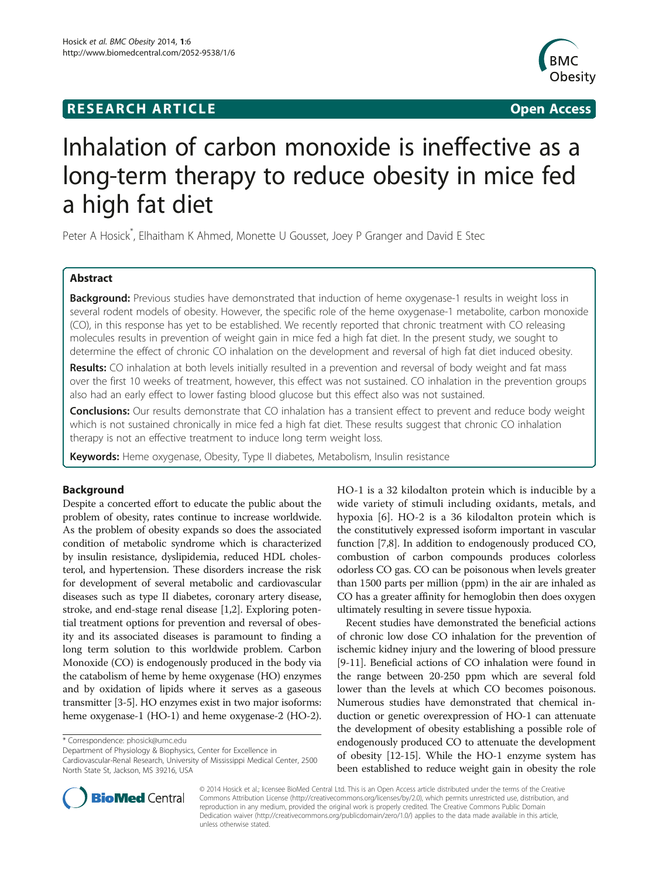**RESEARCH ARTICLE** **Open Access**

# Inhalation of carbon monoxide is ineffective as a long-term therapy to reduce obesity in mice fed a high fat diet

Peter A Hosick*, Elhaitham K Ahmed, Monette U Gousset, Joey P Granger and David E Stec

## Abstract

**Background:** Previous studies have demonstrated that induction of heme oxygenase-1 results in weight loss in several rodent models of obesity. However, the specific role of the heme oxygenase-1 metabolite, carbon monoxide (CO), in this response has yet to be established. We recently reported that chronic treatment with CO releasing molecules results in prevention of weight gain in mice fed a high fat diet. In the present study, we sought to determine the effect of chronic CO inhalation on the development and reversal of high fat diet induced obesity.

**Results:** CO inhalation at both levels initially resulted in a prevention and reversal of body weight and fat mass over the first 10 weeks of treatment, however, this effect was not sustained. CO inhalation in the prevention groups also had an early effect to lower fasting blood glucose but this effect also was not sustained.

**Conclusions:** Our results demonstrate that CO inhalation has a transient effect to prevent and reduce body weight which is not sustained chronically in mice fed a high fat diet. These results suggest that chronic CO inhalation therapy is not an effective treatment to induce long term weight loss.

**Keywords:** Heme oxygenase, Obesity, Type II diabetes, Metabolism, Insulin resistance

## Background

Despite a concerted effort to educate the public about the problem of obesity, rates continue to increase worldwide. As the problem of obesity expands so does the associated condition of metabolic syndrome which is characterized by insulin resistance, dyslipidemia, reduced HDL cholesterol, and hypertension. These disorders increase the risk for development of several metabolic and cardiovascular diseases such as type II diabetes, coronary artery disease, stroke, and end-stage renal disease [1,2]. Exploring potential treatment options for prevention and reversal of obesity and its associated diseases is paramount to finding a long term solution to this worldwide problem. Carbon Monoxide (CO) is endogenously produced in the body via the catabolism of heme by heme oxygenase (HO) enzymes and by oxidation of lipids where it serves as a gaseous transmitter [3-5]. HO enzymes exist in two major isoforms: heme oxygenase-1 (HO-1) and heme oxygenase-2 (HO-2). HO-1 is a 32 kilodalton protein which is inducible by a wide variety of stimuli including oxidants, metals, and hypoxia [6]. HO-2 is a 36 kilodalton protein which is the constitutively expressed isoform important in vascular function [7,8]. In addition to endogenously produced CO, combustion of carbon compounds produces colorless odorless CO gas. CO can be poisonous when levels greater than 1500 parts per million (ppm) in the air are inhaled as CO has a greater affinity for hemoglobin then does oxygen ultimately resulting in severe tissue hypoxia.

Recent studies have demonstrated the beneficial actions of chronic low dose CO inhalation for the prevention of ischemic kidney injury and the lowering of blood pressure [9-11]. Beneficial actions of CO inhalation were found in the range between 20-250 ppm which are several fold lower than the levels at which CO becomes poisonous. Numerous studies have demonstrated that chemical induction or genetic overexpression of HO-1 can attenuate the development of obesity establishing a possible role of endogenously produced CO to attenuate the development of obesity [12-15]. While the HO-1 enzyme system has been established to reduce weight gain in obesity the role

* Correspondence: phosick@umc.edu
Department of Physiology & Biophysics, Center for Excellence in Cardiovascular-Renal Research, University of Mississippi Medical Center, 2500 North State St, Jackson, MS 39216, USA

© 2014 Hosick et al.; licensee BioMed Central Ltd. This is an Open Access article distributed under the terms of the Creative Commons Attribution License (http://creativecommons.org/licenses/by/2.0), which permits unrestricted use, distribution, and reproduction in any medium, provided the original work is properly credited. The Creative Commons Public Domain Dedication waiver (http://creativecommons.org/publicdomain/zero/1.0/) applies to the data made available in this article, unless otherwise stated.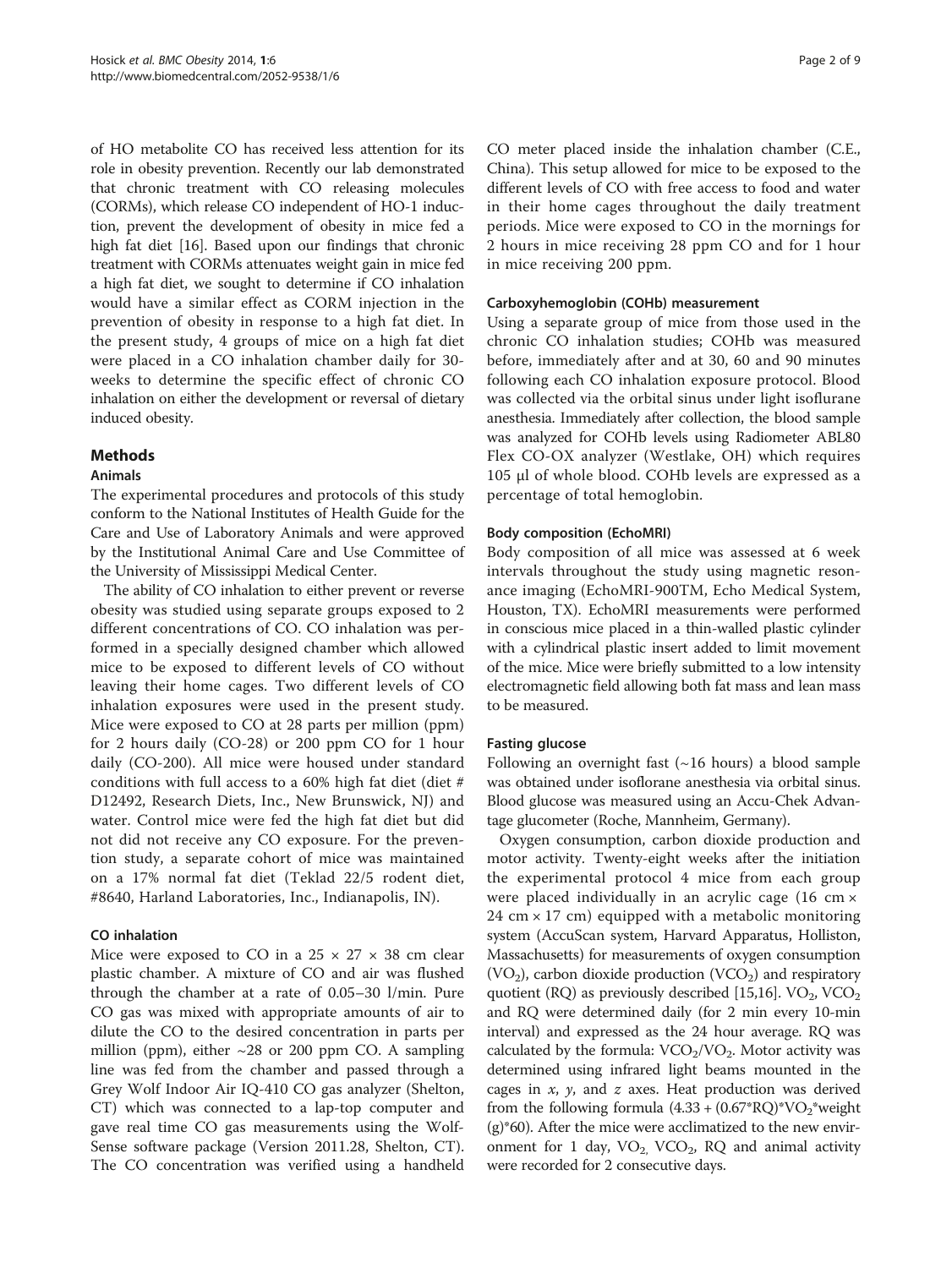of HO metabolite CO has received less attention for its role in obesity prevention. Recently our lab demonstrated that chronic treatment with CO releasing molecules (CORMs), which release CO independent of HO-1 induction, prevent the development of obesity in mice fed a high fat diet [16]. Based upon our findings that chronic treatment with CORMs attenuates weight gain in mice fed a high fat diet, we sought to determine if CO inhalation would have a similar effect as CORM injection in the prevention of obesity in response to a high fat diet. In the present study, 4 groups of mice on a high fat diet were placed in a CO inhalation chamber daily for 30-weeks to determine the specific effect of chronic CO inhalation on either the development or reversal of dietary induced obesity.

## Methods

### Animals

The experimental procedures and protocols of this study conform to the National Institutes of Health Guide for the Care and Use of Laboratory Animals and were approved by the Institutional Animal Care and Use Committee of the University of Mississippi Medical Center.

The ability of CO inhalation to either prevent or reverse obesity was studied using separate groups exposed to 2 different concentrations of CO. CO inhalation was performed in a specially designed chamber which allowed mice to be exposed to different levels of CO without leaving their home cages. Two different levels of CO inhalation exposures were used in the present study. Mice were exposed to CO at 28 parts per million (ppm) for 2 hours daily (CO-28) or 200 ppm CO for 1 hour daily (CO-200). All mice were housed under standard conditions with full access to a 60% high fat diet (diet # D12492, Research Diets, Inc., New Brunswick, NJ) and water. Control mice were fed the high fat diet but did not did not receive any CO exposure. For the prevention study, a separate cohort of mice was maintained on a 17% normal fat diet (Teklad 22/5 rodent diet, #8640, Harland Laboratories, Inc., Indianapolis, IN).

### CO inhalation

Mice were exposed to CO in a 25 × 27 × 38 cm clear plastic chamber. A mixture of CO and air was flushed through the chamber at a rate of 0.05–30 l/min. Pure CO gas was mixed with appropriate amounts of air to dilute the CO to the desired concentration in parts per million (ppm), either ~28 or 200 ppm CO. A sampling line was fed from the chamber and passed through a Grey Wolf Indoor Air IQ-410 CO gas analyzer (Shelton, CT) which was connected to a lap-top computer and gave real time CO gas measurements using the Wolf-Sense software package (Version 2011.28, Shelton, CT). The CO concentration was verified using a handheld CO meter placed inside the inhalation chamber (C.E., China). This setup allowed for mice to be exposed to the different levels of CO with free access to food and water in their home cages throughout the daily treatment periods. Mice were exposed to CO in the mornings for 2 hours in mice receiving 28 ppm CO and for 1 hour in mice receiving 200 ppm.

### Carboxyhemoglobin (COHb) measurement

Using a separate group of mice from those used in the chronic CO inhalation studies; COHb was measured before, immediately after and at 30, 60 and 90 minutes following each CO inhalation exposure protocol. Blood was collected via the orbital sinus under light isoflurane anesthesia. Immediately after collection, the blood sample was analyzed for COHb levels using Radiometer ABL80 Flex CO-OX analyzer (Westlake, OH) which requires 105 μl of whole blood. COHb levels are expressed as a percentage of total hemoglobin.

### Body composition (EchoMRI)

Body composition of all mice was assessed at 6 week intervals throughout the study using magnetic resonance imaging (EchoMRI-900TM, Echo Medical System, Houston, TX). EchoMRI measurements were performed in conscious mice placed in a thin-walled plastic cylinder with a cylindrical plastic insert added to limit movement of the mice. Mice were briefly submitted to a low intensity electromagnetic field allowing both fat mass and lean mass to be measured.

### Fasting glucose

Following an overnight fast (~16 hours) a blood sample was obtained under isoflurane anesthesia via orbital sinus. Blood glucose was measured using an Accu-Chek Advantage glucometer (Roche, Mannheim, Germany).

Oxygen consumption, carbon dioxide production and motor activity. Twenty-eight weeks after the initiation the experimental protocol 4 mice from each group were placed individually in an acrylic cage (16 cm × 24 cm × 17 cm) equipped with a metabolic monitoring system (AccuScan system, Harvard Apparatus, Holliston, Massachusetts) for measurements of oxygen consumption ($VO_2$), carbon dioxide production ($VCO_2$) and respiratory quotient (RQ) as previously described [15,16]. $VO_2$, $VCO_2$ and RQ were determined daily (for 2 min every 10-min interval) and expressed as the 24 hour average. RQ was calculated by the formula: $VCO_2/VO_2$. Motor activity was determined using infrared light beams mounted in the cages in *x*, *y*, and *z* axes. Heat production was derived from the following formula $(4.33 + (0.67{*}RQ){*}VO_2{*}weight\ (g){*}60)$. After the mice were acclimatized to the new environment for 1 day, $VO_2$, $VCO_2$, RQ and animal activity were recorded for 2 consecutive days.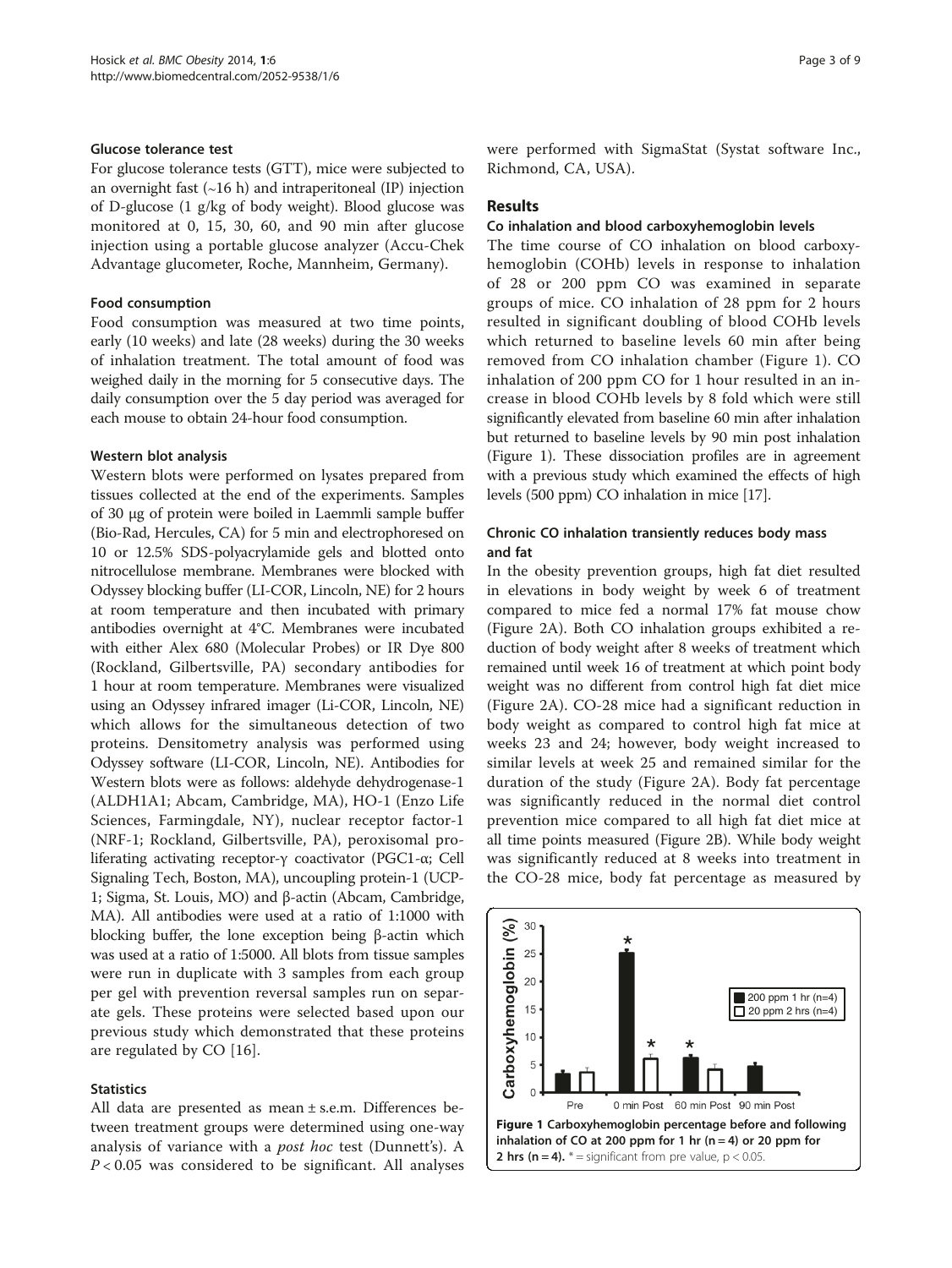### Glucose tolerance test

For glucose tolerance tests (GTT), mice were subjected to an overnight fast (~16 h) and intraperitoneal (IP) injection of D-glucose (1 g/kg of body weight). Blood glucose was monitored at 0, 15, 30, 60, and 90 min after glucose injection using a portable glucose analyzer (Accu-Chek Advantage glucometer, Roche, Mannheim, Germany).

### Food consumption

Food consumption was measured at two time points, early (10 weeks) and late (28 weeks) during the 30 weeks of inhalation treatment. The total amount of food was weighed daily in the morning for 5 consecutive days. The daily consumption over the 5 day period was averaged for each mouse to obtain 24-hour food consumption.

### Western blot analysis

Western blots were performed on lysates prepared from tissues collected at the end of the experiments. Samples of 30 μg of protein were boiled in Laemmli sample buffer (Bio-Rad, Hercules, CA) for 5 min and electrophoresed on 10 or 12.5% SDS-polyacrylamide gels and blotted onto nitrocellulose membrane. Membranes were blocked with Odyssey blocking buffer (LI-COR, Lincoln, NE) for 2 hours at room temperature and then incubated with primary antibodies overnight at 4°C. Membranes were incubated with either Alex 680 (Molecular Probes) or IR Dye 800 (Rockland, Gilbertsville, PA) secondary antibodies for 1 hour at room temperature. Membranes were visualized using an Odyssey infrared imager (Li-COR, Lincoln, NE) which allows for the simultaneous detection of two proteins. Densitometry analysis was performed using Odyssey software (LI-COR, Lincoln, NE). Antibodies for Western blots were as follows: aldehyde dehydrogenase-1 (ALDH1A1; Abcam, Cambridge, MA), HO-1 (Enzo Life Sciences, Farmingdale, NY), nuclear receptor factor-1 (NRF-1; Rockland, Gilbertsville, PA), peroxisomal proliferating activating receptor-γ coactivator (PGC1-α; Cell Signaling Tech, Boston, MA), uncoupling protein-1 (UCP-1; Sigma, St. Louis, MO) and β-actin (Abcam, Cambridge, MA). All antibodies were used at a ratio of 1:1000 with blocking buffer, the lone exception being β-actin which was used at a ratio of 1:5000. All blots from tissue samples were run in duplicate with 3 samples from each group per gel with prevention reversal samples run on separate gels. These proteins were selected based upon our previous study which demonstrated that these proteins are regulated by CO [16].

### Statistics

All data are presented as mean ± s.e.m. Differences between treatment groups were determined using one-way analysis of variance with a *post hoc* test (Dunnett's). A $P < 0.05$ was considered to be significant. All analyses were performed with SigmaStat (Systat software Inc., Richmond, CA, USA).

## Results

### Co inhalation and blood carboxyhemoglobin levels

The time course of CO inhalation on blood carboxyhemoglobin (COHb) levels in response to inhalation of 28 or 200 ppm CO was examined in separate groups of mice. CO inhalation of 28 ppm for 2 hours resulted in significant doubling of blood COHb levels which returned to baseline levels 60 min after being removed from CO inhalation chamber (Figure 1). CO inhalation of 200 ppm CO for 1 hour resulted in an increase in blood COHb levels by 8 fold which were still significantly elevated from baseline 60 min after inhalation but returned to baseline levels by 90 min post inhalation (Figure 1). These dissociation profiles are in agreement with a previous study which examined the effects of high levels (500 ppm) CO inhalation in mice [17].

### Chronic CO inhalation transiently reduces body mass and fat

In the obesity prevention groups, high fat diet resulted in elevations in body weight by week 6 of treatment compared to mice fed a normal 17% fat mouse chow (Figure 2A). Both CO inhalation groups exhibited a reduction of body weight after 8 weeks of treatment which remained until week 16 of treatment at which point body weight was no different from control high fat diet mice (Figure 2A). CO-28 mice had a significant reduction in body weight as compared to control high fat mice at weeks 23 and 24; however, body weight increased to similar levels at week 25 and remained similar for the duration of the study (Figure 2A). Body fat percentage was significantly reduced in the normal diet control prevention mice compared to all high fat diet mice at all time points measured (Figure 2B). While body weight was significantly reduced at 8 weeks into treatment in the CO-28 mice, body fat percentage as measured by

**Figure 1 Carboxyhemoglobin percentage before and following inhalation of CO at 200 ppm for 1 hr (n = 4) or 20 ppm for 2 hrs (n = 4).** * = significant from pre value, p < 0.05.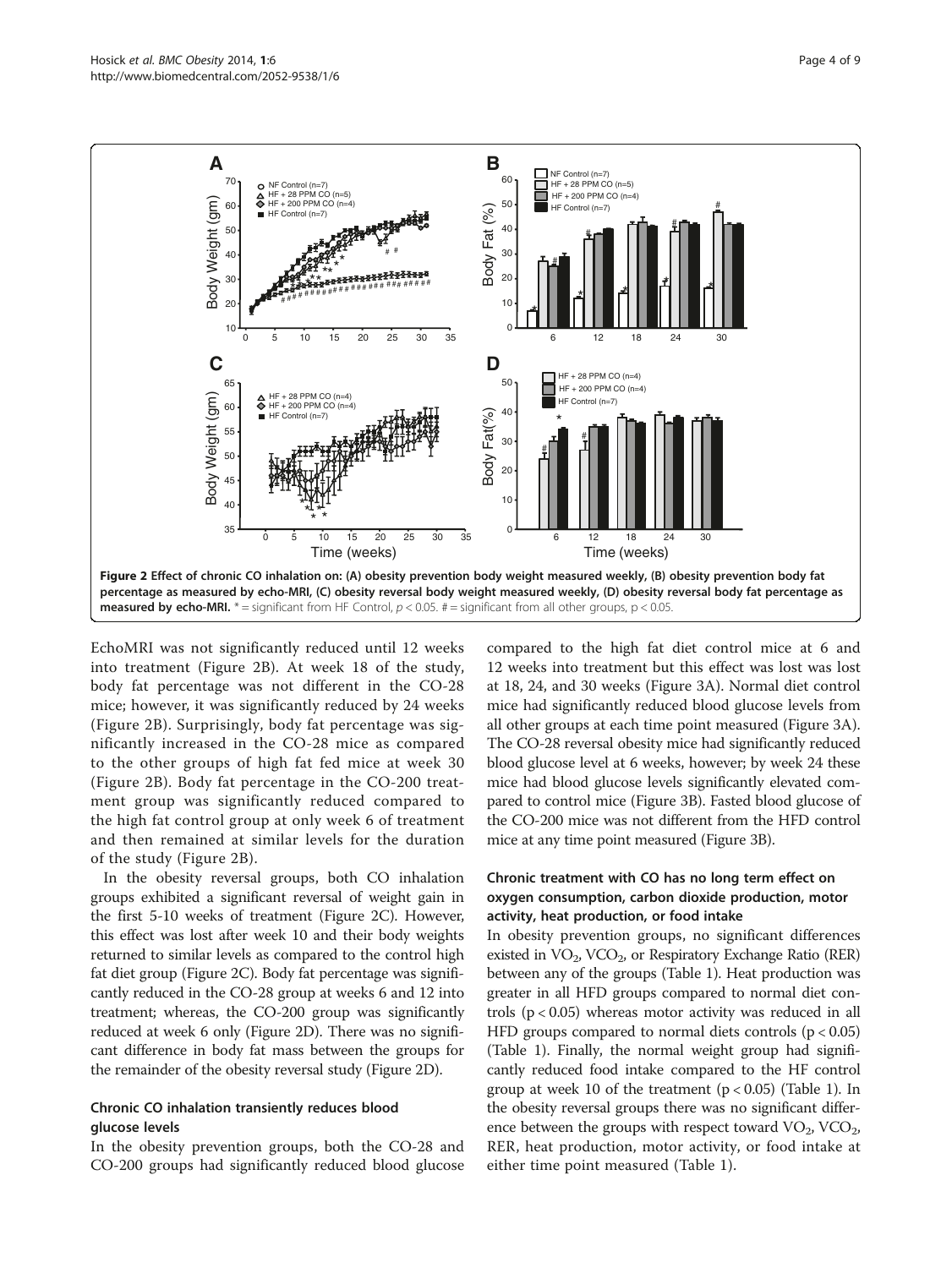**Figure 2 Effect of chronic CO inhalation on: (A) obesity prevention body weight measured weekly, (B) obesity prevention body fat percentage as measured by echo-MRI, (C) obesity reversal body weight measured weekly, (D) obesity reversal body fat percentage as measured by echo-MRI.** * = significant from HF Control, $p < 0.05$. # = significant from all other groups, $p < 0.05$.

EchoMRI was not significantly reduced until 12 weeks into treatment (Figure 2B). At week 18 of the study, body fat percentage was not different in the CO-28 mice; however, it was significantly reduced by 24 weeks (Figure 2B). Surprisingly, body fat percentage was significantly increased in the CO-28 mice as compared to the other groups of high fat fed mice at week 30 (Figure 2B). Body fat percentage in the CO-200 treatment group was significantly reduced compared to the high fat control group at only week 6 of treatment and then remained at similar levels for the duration of the study (Figure 2B).

In the obesity reversal groups, both CO inhalation groups exhibited a significant reversal of weight gain in the first 5-10 weeks of treatment (Figure 2C). However, this effect was lost after week 10 and their body weights returned to similar levels as compared to the control high fat diet group (Figure 2C). Body fat percentage was significantly reduced in the CO-28 group at weeks 6 and 12 into treatment; whereas, the CO-200 group was significantly reduced at week 6 only (Figure 2D). There was no significant difference in body fat mass between the groups for the remainder of the obesity reversal study (Figure 2D).

### Chronic CO inhalation transiently reduces blood glucose levels

In the obesity prevention groups, both the CO-28 and CO-200 groups had significantly reduced blood glucose compared to the high fat diet control mice at 6 and 12 weeks into treatment but this effect was lost was lost at 18, 24, and 30 weeks (Figure 3A). Normal diet control mice had significantly reduced blood glucose levels from all other groups at each time point measured (Figure 3A). The CO-28 reversal obesity mice had significantly reduced blood glucose level at 6 weeks, however; by week 24 these mice had blood glucose levels significantly elevated compared to control mice (Figure 3B). Fasted blood glucose of the CO-200 mice was not different from the HFD control mice at any time point measured (Figure 3B).

### Chronic treatment with CO has no long term effect on oxygen consumption, carbon dioxide production, motor activity, heat production, or food intake

In obesity prevention groups, no significant differences existed in $VO_2$, $VCO_2$, or Respiratory Exchange Ratio (RER) between any of the groups (Table 1). Heat production was greater in all HFD groups compared to normal diet controls ($p < 0.05$) whereas motor activity was reduced in all HFD groups compared to normal diets controls ($p < 0.05$) (Table 1). Finally, the normal weight group had significantly reduced food intake compared to the HF control group at week 10 of the treatment ($p < 0.05$) (Table 1). In the obesity reversal groups there was no significant difference between the groups with respect toward $VO_2$, $VCO_2$, RER, heat production, motor activity, or food intake at either time point measured (Table 1).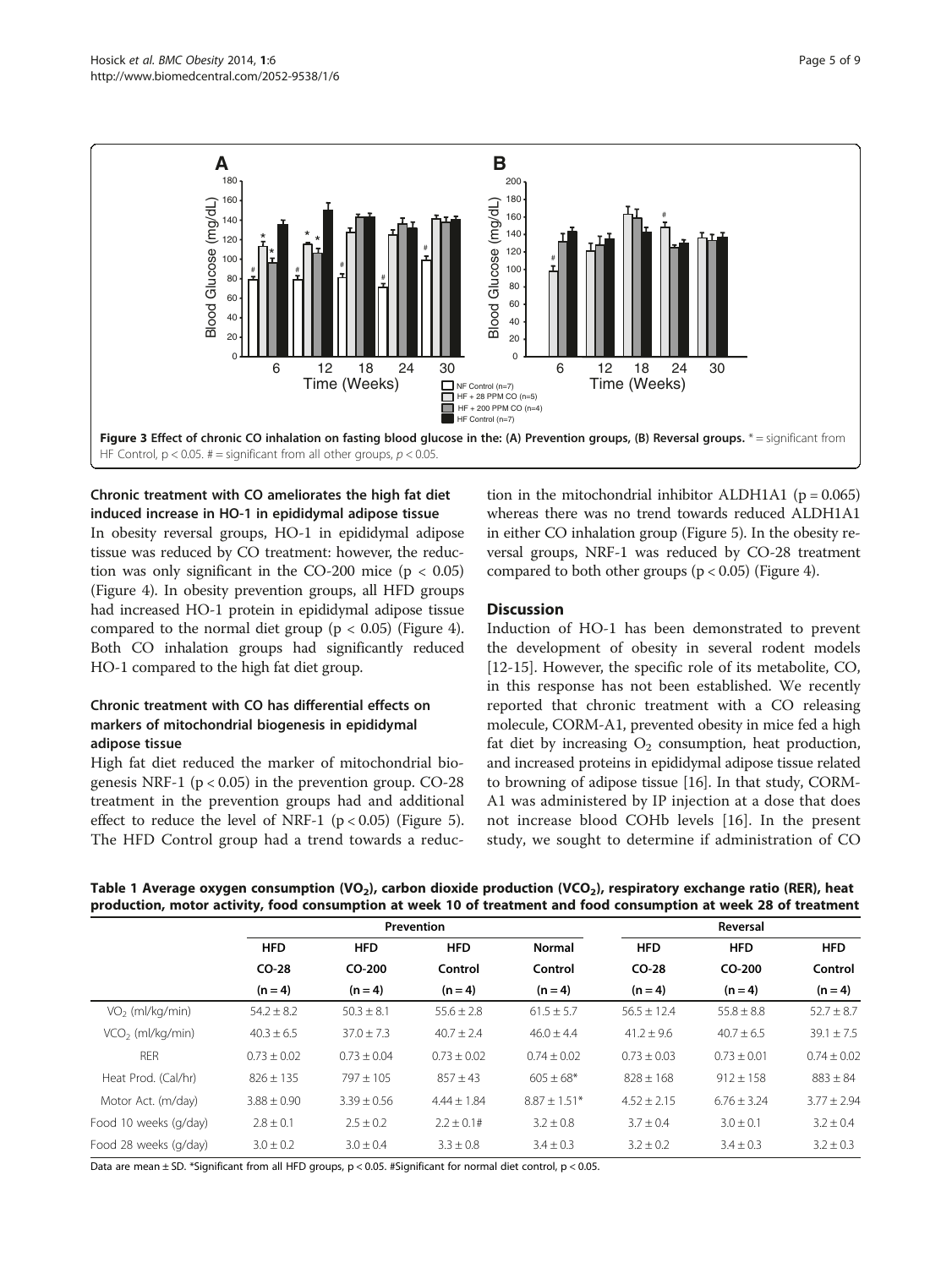Figure 3 Effect of chronic CO inhalation on fasting blood glucose in the: (A) Prevention groups, (B) Reversal groups. * = significant from HF Control, $p < 0.05$. # = significant from all other groups, $p < 0.05$.

### Chronic treatment with CO ameliorates the high fat diet induced increase in HO-1 in epididymal adipose tissue

In obesity reversal groups, HO-1 in epididymal adipose tissue was reduced by CO treatment: however, the reduction was only significant in the CO-200 mice ($p < 0.05$) (Figure 4). In obesity prevention groups, all HFD groups had increased HO-1 protein in epididymal adipose tissue compared to the normal diet group ($p < 0.05$) (Figure 4). Both CO inhalation groups had significantly reduced HO-1 compared to the high fat diet group.

### Chronic treatment with CO has differential effects on markers of mitochondrial biogenesis in epididymal adipose tissue

High fat diet reduced the marker of mitochondrial biogenesis NRF-1 ($p < 0.05$) in the prevention group. CO-28 treatment in the prevention groups had and additional effect to reduce the level of NRF-1 ($p < 0.05$) (Figure 5). The HFD Control group had a trend towards a reduction in the mitochondrial inhibitor ALDH1A1 ($p = 0.065$) whereas there was no trend towards reduced ALDH1A1 in either CO inhalation group (Figure 5). In the obesity reversal groups, NRF-1 was reduced by CO-28 treatment compared to both other groups ($p < 0.05$) (Figure 4).

## Discussion

Induction of HO-1 has been demonstrated to prevent the development of obesity in several rodent models [12-15]. However, the specific role of its metabolite, CO, in this response has not been established. We recently reported that chronic treatment with a CO releasing molecule, CORM-A1, prevented obesity in mice fed a high fat diet by increasing $O_2$ consumption, heat production, and increased proteins in epididymal adipose tissue related to browning of adipose tissue [16]. In that study, CORM-A1 was administered by IP injection at a dose that does not increase blood COHb levels [16]. In the present study, we sought to determine if administration of CO

**Table 1 Average oxygen consumption ($VO_2$), carbon dioxide production ($VCO_2$), respiratory exchange ratio (RER), heat production, motor activity, food consumption at week 10 of treatment and food consumption at week 28 of treatment**

| | Prevention | | | | Reversal | | |
|---|---|---|---|---|---|---|---|
| | HFD CO-28 (n = 4) | HFD CO-200 (n = 4) | HFD Control (n = 4) | Normal Control (n = 4) | HFD CO-28 (n = 4) | HFD CO-200 (n = 4) | HFD Control (n = 4) |
| $VO_2$ (ml/kg/min) | 54.2 ± 8.2 | 50.3 ± 8.1 | 55.6 ± 2.8 | 61.5 ± 5.7 | 56.5 ± 12.4 | 55.8 ± 8.8 | 52.7 ± 8.7 |
| $VCO_2$ (ml/kg/min) | 40.3 ± 6.5 | 37.0 ± 7.3 | 40.7 ± 2.4 | 46.0 ± 4.4 | 41.2 ± 9.6 | 40.7 ± 6.5 | 39.1 ± 7.5 |
| RER | 0.73 ± 0.02 | 0.73 ± 0.04 | 0.73 ± 0.02 | 0.74 ± 0.02 | 0.73 ± 0.03 | 0.73 ± 0.01 | 0.74 ± 0.02 |
| Heat Prod. (Cal/hr) | 826 ± 135 | 797 ± 105 | 857 ± 43 | 605 ± 68* | 828 ± 168 | 912 ± 158 | 883 ± 84 |
| Motor Act. (m/day) | 3.88 ± 0.90 | 3.39 ± 0.56 | 4.44 ± 1.84 | 8.87 ± 1.51* | 4.52 ± 2.15 | 6.76 ± 3.24 | 3.77 ± 2.94 |
| Food 10 weeks (g/day) | 2.8 ± 0.1 | 2.5 ± 0.2 | 2.2 ± 0.1# | 3.2 ± 0.8 | 3.7 ± 0.4 | 3.0 ± 0.1 | 3.2 ± 0.4 |
| Food 28 weeks (g/day) | 3.0 ± 0.2 | 3.0 ± 0.4 | 3.3 ± 0.8 | 3.4 ± 0.3 | 3.2 ± 0.2 | 3.4 ± 0.3 | 3.2 ± 0.3 |

Data are mean ± SD. *Significant from all HFD groups, $p < 0.05$. #Significant for normal diet control, $p < 0.05$.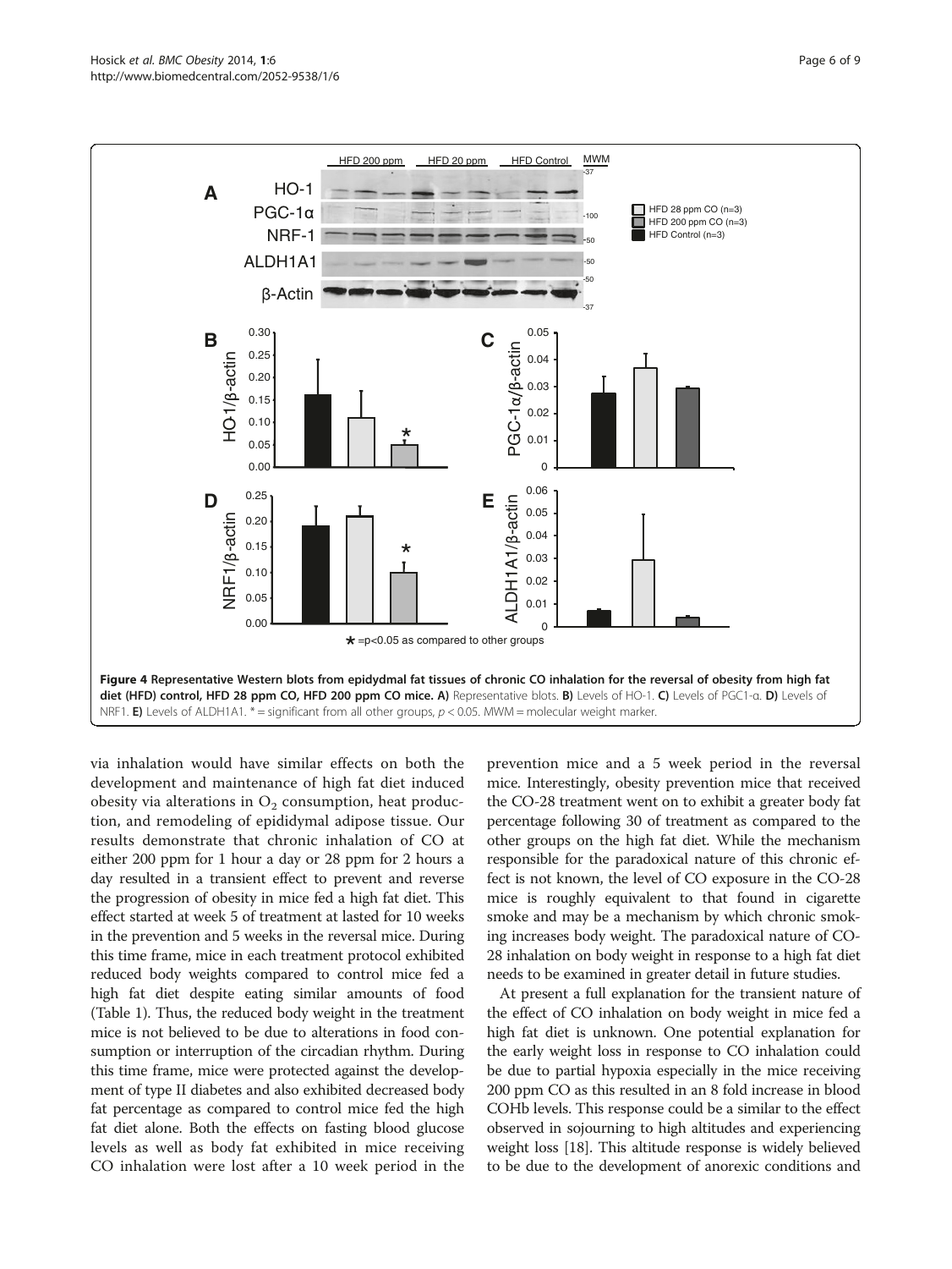**Figure 4 Representative Western blots from epidydmal fat tissues of chronic CO inhalation for the reversal of obesity from high fat diet (HFD) control, HFD 28 ppm CO, HFD 200 ppm CO mice. A)** Representative blots. **B)** Levels of HO-1. **C)** Levels of PGC1-α. **D)** Levels of NRF1. **E)** Levels of ALDH1A1. * = significant from all other groups, $p < 0.05$. MWM = molecular weight marker.

via inhalation would have similar effects on both the development and maintenance of high fat diet induced obesity via alterations in $O_2$ consumption, heat production, and remodeling of epididymal adipose tissue. Our results demonstrate that chronic inhalation of CO at either 200 ppm for 1 hour a day or 28 ppm for 2 hours a day resulted in a transient effect to prevent and reverse the progression of obesity in mice fed a high fat diet. This effect started at week 5 of treatment at lasted for 10 weeks in the prevention and 5 weeks in the reversal mice. During this time frame, mice in each treatment protocol exhibited reduced body weights compared to control mice fed a high fat diet despite eating similar amounts of food (Table 1). Thus, the reduced body weight in the treatment mice is not believed to be due to alterations in food consumption or interruption of the circadian rhythm. During this time frame, mice were protected against the development of type II diabetes and also exhibited decreased body fat percentage as compared to control mice fed the high fat diet alone. Both the effects on fasting blood glucose levels as well as body fat exhibited in mice receiving CO inhalation were lost after a 10 week period in the prevention mice and a 5 week period in the reversal mice. Interestingly, obesity prevention mice that received the CO-28 treatment went on to exhibit a greater body fat percentage following 30 of treatment as compared to the other groups on the high fat diet. While the mechanism responsible for the paradoxical nature of this chronic effect is not known, the level of CO exposure in the CO-28 mice is roughly equivalent to that found in cigarette smoke and may be a mechanism by which chronic smoking increases body weight. The paradoxical nature of CO-28 inhalation on body weight in response to a high fat diet needs to be examined in greater detail in future studies.

At present a full explanation for the transient nature of the effect of CO inhalation on body weight in mice fed a high fat diet is unknown. One potential explanation for the early weight loss in response to CO inhalation could be due to partial hypoxia especially in the mice receiving 200 ppm CO as this resulted in an 8 fold increase in blood COHb levels. This response could be a similar to the effect observed in sojourning to high altitudes and experiencing weight loss [18]. This altitude response is widely believed to be due to the development of anorexic conditions and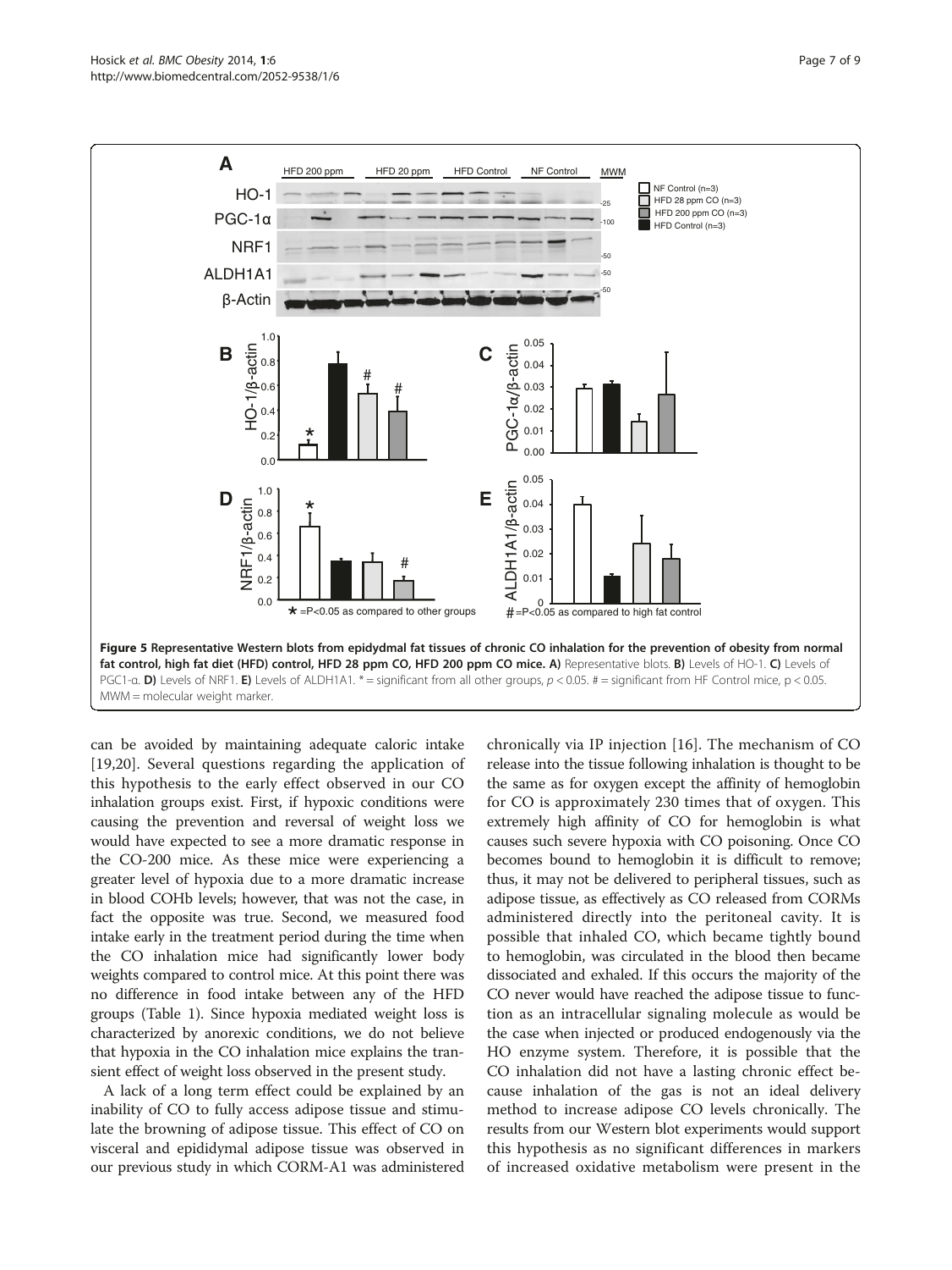**Figure 5 Representative Western blots from epidydmal fat tissues of chronic CO inhalation for the prevention of obesity from normal fat control, high fat diet (HFD) control, HFD 28 ppm CO, HFD 200 ppm CO mice. A)** Representative blots. **B)** Levels of HO-1. **C)** Levels of PGC1-α. **D)** Levels of NRF1. **E)** Levels of ALDH1A1. * = significant from all other groups, $p < 0.05$. # = significant from HF Control mice, $p < 0.05$. MWM = molecular weight marker.

can be avoided by maintaining adequate caloric intake [19,20]. Several questions regarding the application of this hypothesis to the early effect observed in our CO inhalation groups exist. First, if hypoxic conditions were causing the prevention and reversal of weight loss we would have expected to see a more dramatic response in the CO-200 mice. As these mice were experiencing a greater level of hypoxia due to a more dramatic increase in blood COHb levels; however, that was not the case, in fact the opposite was true. Second, we measured food intake early in the treatment period during the time when the CO inhalation mice had significantly lower body weights compared to control mice. At this point there was no difference in food intake between any of the HFD groups (Table 1). Since hypoxia mediated weight loss is characterized by anorexic conditions, we do not believe that hypoxia in the CO inhalation mice explains the transient effect of weight loss observed in the present study.

A lack of a long term effect could be explained by an inability of CO to fully access adipose tissue and stimulate the browning of adipose tissue. This effect of CO on visceral and epididymal adipose tissue was observed in our previous study in which CORM-A1 was administered chronically via IP injection [16]. The mechanism of CO release into the tissue following inhalation is thought to be the same as for oxygen except the affinity of hemoglobin for CO is approximately 230 times that of oxygen. This extremely high affinity of CO for hemoglobin is what causes such severe hypoxia with CO poisoning. Once CO becomes bound to hemoglobin it is difficult to remove; thus, it may not be delivered to peripheral tissues, such as adipose tissue, as effectively as CO released from CORMs administered directly into the peritoneal cavity. It is possible that inhaled CO, which became tightly bound to hemoglobin, was circulated in the blood then became dissociated and exhaled. If this occurs the majority of the CO never would have reached the adipose tissue to function as an intracellular signaling molecule as would be the case when injected or produced endogenously via the HO enzyme system. Therefore, it is possible that the CO inhalation did not have a lasting chronic effect because inhalation of the gas is not an ideal delivery method to increase adipose CO levels chronically. The results from our Western blot experiments would support this hypothesis as no significant differences in markers of increased oxidative metabolism were present in the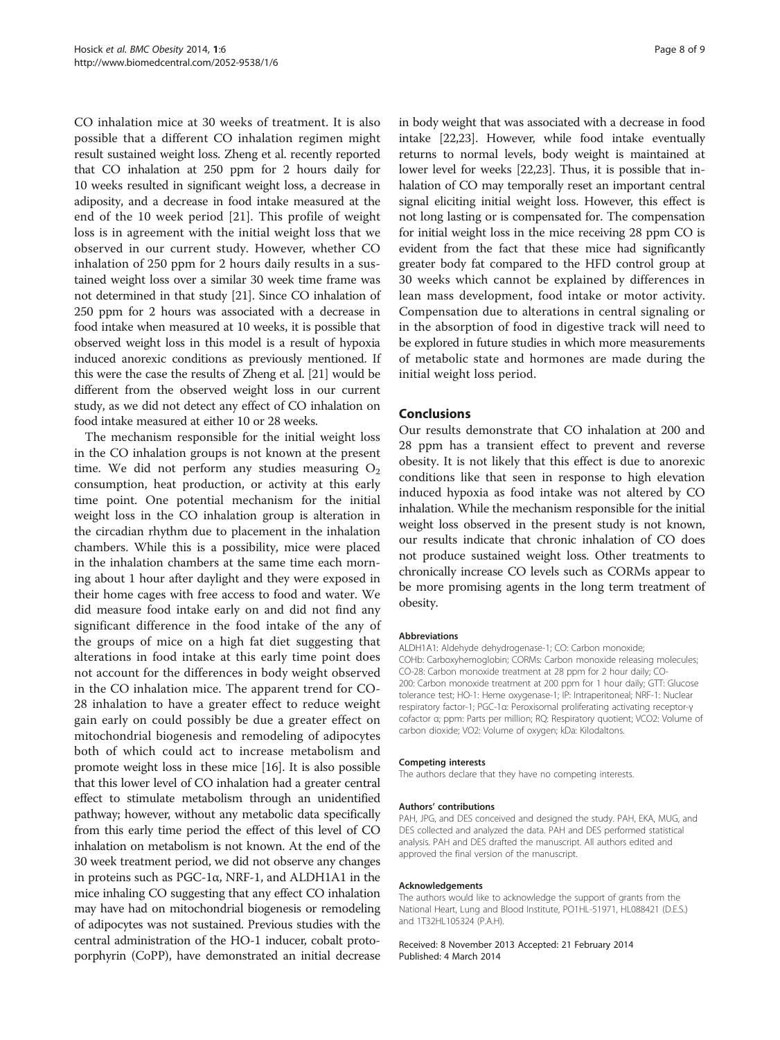CO inhalation mice at 30 weeks of treatment. It is also possible that a different CO inhalation regimen might result sustained weight loss. Zheng et al. recently reported that CO inhalation at 250 ppm for 2 hours daily for 10 weeks resulted in significant weight loss, a decrease in adiposity, and a decrease in food intake measured at the end of the 10 week period [21]. This profile of weight loss is in agreement with the initial weight loss that we observed in our current study. However, whether CO inhalation of 250 ppm for 2 hours daily results in a sustained weight loss over a similar 30 week time frame was not determined in that study [21]. Since CO inhalation of 250 ppm for 2 hours was associated with a decrease in food intake when measured at 10 weeks, it is possible that observed weight loss in this model is a result of hypoxia induced anorexic conditions as previously mentioned. If this were the case the results of Zheng et al. [21] would be different from the observed weight loss in our current study, as we did not detect any effect of CO inhalation on food intake measured at either 10 or 28 weeks.

The mechanism responsible for the initial weight loss in the CO inhalation groups is not known at the present time. We did not perform any studies measuring $O_2$ consumption, heat production, or activity at this early time point. One potential mechanism for the initial weight loss in the CO inhalation group is alteration in the circadian rhythm due to placement in the inhalation chambers. While this is a possibility, mice were placed in the inhalation chambers at the same time each morning about 1 hour after daylight and they were exposed in their home cages with free access to food and water. We did measure food intake early on and did not find any significant difference in the food intake of the any of the groups of mice on a high fat diet suggesting that alterations in food intake at this early time point does not account for the differences in body weight observed in the CO inhalation mice. The apparent trend for CO-28 inhalation to have a greater effect to reduce weight gain early on could possibly be due a greater effect on mitochondrial biogenesis and remodeling of adipocytes both of which could act to increase metabolism and promote weight loss in these mice [16]. It is also possible that this lower level of CO inhalation had a greater central effect to stimulate metabolism through an unidentified pathway; however, without any metabolic data specifically from this early time period the effect of this level of CO inhalation on metabolism is not known. At the end of the 30 week treatment period, we did not observe any changes in proteins such as PGC-1α, NRF-1, and ALDH1A1 in the mice inhaling CO suggesting that any effect CO inhalation may have had on mitochondrial biogenesis or remodeling of adipocytes was not sustained. Previous studies with the central administration of the HO-1 inducer, cobalt protoporphyrin (CoPP), have demonstrated an initial decrease in body weight that was associated with a decrease in food intake [22,23]. However, while food intake eventually returns to normal levels, body weight is maintained at lower level for weeks [22,23]. Thus, it is possible that inhalation of CO may temporally reset an important central signal eliciting initial weight loss. However, this effect is not long lasting or is compensated for. The compensation for initial weight loss in the mice receiving 28 ppm CO is evident from the fact that these mice had significantly greater body fat compared to the HFD control group at 30 weeks which cannot be explained by differences in lean mass development, food intake or motor activity. Compensation due to alterations in central signaling or in the absorption of food in digestive track will need to be explored in future studies in which more measurements of metabolic state and hormones are made during the initial weight loss period.

## Conclusions

Our results demonstrate that CO inhalation at 200 and 28 ppm has a transient effect to prevent and reverse obesity. It is not likely that this effect is due to anorexic conditions like that seen in response to high elevation induced hypoxia as food intake was not altered by CO inhalation. While the mechanism responsible for the initial weight loss observed in the present study is not known, our results indicate that chronic inhalation of CO does not produce sustained weight loss. Other treatments to chronically increase CO levels such as CORMs appear to be more promising agents in the long term treatment of obesity.

#### Abbreviations

ALDH1A1: Aldehyde dehydrogenase-1; CO: Carbon monoxide; COHb: Carboxyhemoglobin; CORMs: Carbon monoxide releasing molecules; CO-28: Carbon monoxide treatment at 28 ppm for 2 hour daily; CO-200: Carbon monoxide treatment at 200 ppm for 1 hour daily; GTT: Glucose tolerance test; HO-1: Heme oxygenase-1; IP: Intraperitoneal; NRF-1: Nuclear respiratory factor-1; PGC-1α: Peroxisomal proliferating activating receptor-γ cofactor α; ppm: Parts per million; RQ: Respiratory quotient; VCO2: Volume of carbon dioxide; VO2: Volume of oxygen; kDa: Kilodaltons.

#### Competing interests

The authors declare that they have no competing interests.

#### Authors' contributions

PAH, JPG, and DES conceived and designed the study. PAH, EKA, MUG, and DES collected and analyzed the data. PAH and DES performed statistical analysis. PAH and DES drafted the manuscript. All authors edited and approved the final version of the manuscript.

#### Acknowledgements

The authors would like to acknowledge the support of grants from the National Heart, Lung and Blood Institute, PO1HL-51971, HL088421 (D.E.S.) and 1T32HL105324 (P.A.H).

Received: 8 November 2013 Accepted: 21 February 2014
Published: 4 March 2014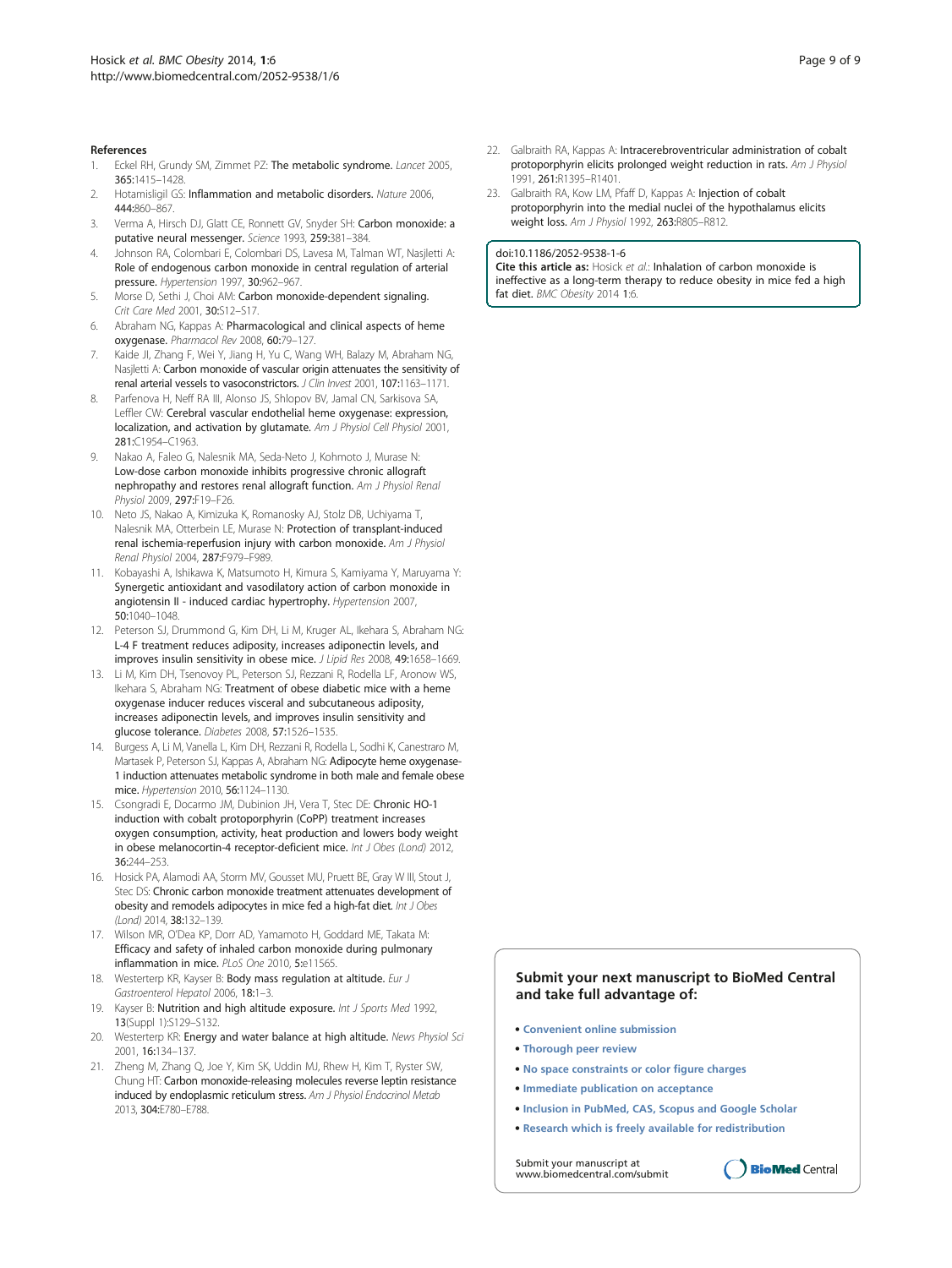## References

1. Eckel RH, Grundy SM, Zimmet PZ: **The metabolic syndrome.** *Lancet* 2005, **365:**1415–1428.
2. Hotamisligil GS: **Inflammation and metabolic disorders.** *Nature* 2006, **444:**860–867.
3. Verma A, Hirsch DJ, Glatt CE, Ronnett GV, Snyder SH: **Carbon monoxide: a putative neural messenger.** *Science* 1993, **259:**381–384.
4. Johnson RA, Colombari E, Colombari DS, Lavesa M, Talman WT, Nasjletti A: **Role of endogenous carbon monoxide in central regulation of arterial pressure.** *Hypertension* 1997, **30:**962–967.
5. Morse D, Sethi J, Choi AM: **Carbon monoxide-dependent signaling.** *Crit Care Med* 2001, **30:**S12–S17.
6. Abraham NG, Kappas A: **Pharmacological and clinical aspects of heme oxygenase.** *Pharmacol Rev* 2008, **60:**79–127.
7. Kaide JI, Zhang F, Wei Y, Jiang H, Yu C, Wang WH, Balazy M, Abraham NG, Nasjletti A: **Carbon monoxide of vascular origin attenuates the sensitivity of renal arterial vessels to vasoconstrictors.** *J Clin Invest* 2001, **107:**1163–1171.
8. Parfenova H, Neff RA III, Alonso JS, Shlopov BV, Jamal CN, Sarkisova SA, Leffler CW: **Cerebral vascular endothelial heme oxygenase: expression, localization, and activation by glutamate.** *Am J Physiol Cell Physiol* 2001, **281:**C1954–C1963.
9. Nakao A, Faleo G, Nalesnik MA, Seda-Neto J, Kohmoto J, Murase N: **Low-dose carbon monoxide inhibits progressive chronic allograft nephropathy and restores renal allograft function.** *Am J Physiol Renal Physiol* 2009, **297:**F19–F26.
10. Neto JS, Nakao A, Kimizuka K, Romanosky AJ, Stolz DB, Uchiyama T, Nalesnik MA, Otterbein LE, Murase N: **Protection of transplant-induced renal ischemia-reperfusion injury with carbon monoxide.** *Am J Physiol Renal Physiol* 2004, **287:**F979–F989.
11. Kobayashi A, Ishikawa K, Matsumoto H, Kimura S, Kamiyama Y, Maruyama Y: **Synergetic antioxidant and vasodilatory action of carbon monoxide in angiotensin II - induced cardiac hypertrophy.** *Hypertension* 2007, **50:**1040–1048.
12. Peterson SJ, Drummond G, Kim DH, Li M, Kruger AL, Ikehara S, Abraham NG: **L-4 F treatment reduces adiposity, increases adiponectin levels, and improves insulin sensitivity in obese mice.** *J Lipid Res* 2008, **49:**1658–1669.
13. Li M, Kim DH, Tsenovoy PL, Peterson SJ, Rezzani R, Rodella LF, Aronow WS, Ikehara S, Abraham NG: **Treatment of obese diabetic mice with a heme oxygenase inducer reduces visceral and subcutaneous adiposity, increases adiponectin levels, and improves insulin sensitivity and glucose tolerance.** *Diabetes* 2008, **57:**1526–1535.
14. Burgess A, Li M, Vanella L, Kim DH, Rezzani R, Rodella L, Sodhi K, Canestraro M, Martasek P, Peterson SJ, Kappas A, Abraham NG: **Adipocyte heme oxygenase-1 induction attenuates metabolic syndrome in both male and female obese mice.** *Hypertension* 2010, **56:**1124–1130.
15. Csongradi E, Docarmo JM, Dubinion JH, Vera T, Stec DE: **Chronic HO-1 induction with cobalt protoporphyrin (CoPP) treatment increases oxygen consumption, activity, heat production and lowers body weight in obese melanocortin-4 receptor-deficient mice.** *Int J Obes (Lond)* 2012, **36:**244–253.
16. Hosick PA, Alamodi AA, Storm MV, Gousset MU, Pruett BE, Gray W III, Stout J, Stec DS: **Chronic carbon monoxide treatment attenuates development of obesity and remodels adipocytes in mice fed a high-fat diet.** *Int J Obes (Lond)* 2014, **38:**132–139.
17. Wilson MR, O'Dea KP, Dorr AD, Yamamoto H, Goddard ME, Takata M: **Efficacy and safety of inhaled carbon monoxide during pulmonary inflammation in mice.** *PLoS One* 2010, **5:**e11565.
18. Westerterp KR, Kayser B: **Body mass regulation at altitude.** *Eur J Gastroenterol Hepatol* 2006, **18:**1–3.
19. Kayser B: **Nutrition and high altitude exposure.** *Int J Sports Med* 1992, **13**(Suppl 1):S129–S132.
20. Westerterp KR: **Energy and water balance at high altitude.** *News Physiol Sci* 2001, **16:**134–137.
21. Zheng M, Zhang Q, Joe Y, Kim SK, Uddin MJ, Rhew H, Kim T, Ryster SW, Chung HT: **Carbon monoxide-releasing molecules reverse leptin resistance induced by endoplasmic reticulum stress.** *Am J Physiol Endocrinol Metab* 2013, **304:**E780–E788.
22. Galbraith RA, Kappas A: **Intracerebroventricular administration of cobalt protoporphyrin elicits prolonged weight reduction in rats.** *Am J Physiol* 1991, **261:**R1395–R1401.
23. Galbraith RA, Kow LM, Pfaff D, Kappas A: **Injection of cobalt protoporphyrin into the medial nuclei of the hypothalamus elicits weight loss.** *Am J Physiol* 1992, **263:**R805–R812.

doi:10.1186/2052-9538-1-6

**Cite this article as:** Hosick *et al.*: Inhalation of carbon monoxide is ineffective as a long-term therapy to reduce obesity in mice fed a high fat diet. *BMC Obesity* 2014 1:6.

**Submit your next manuscript to BioMed Central and take full advantage of:**

- **Convenient online submission**
- **Thorough peer review**
- **No space constraints or color figure charges**
- **Immediate publication on acceptance**
- **Inclusion in PubMed, CAS, Scopus and Google Scholar**
- **Research which is freely available for redistribution**

Submit your manuscript at
www.biomedcentral.com/submit

BioMed Central